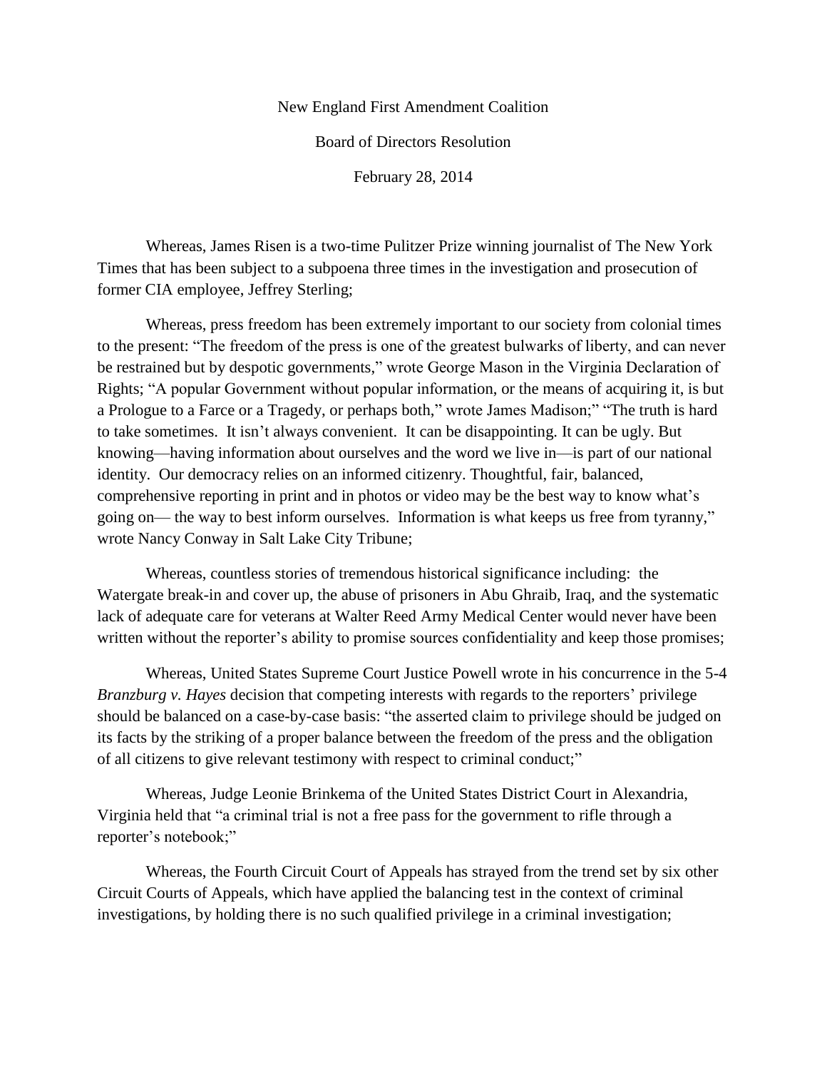New England First Amendment Coalition

Board of Directors Resolution

February 28, 2014

Whereas, James Risen is a two-time Pulitzer Prize winning journalist of The New York Times that has been subject to a subpoena three times in the investigation and prosecution of former CIA employee, Jeffrey Sterling;

Whereas, press freedom has been extremely important to our society from colonial times to the present: "The freedom of the press is one of the greatest bulwarks of liberty, and can never be restrained but by despotic governments," wrote George Mason in the Virginia Declaration of Rights; "A popular Government without popular information, or the means of acquiring it, is but a Prologue to a Farce or a Tragedy, or perhaps both," wrote James Madison;" "The truth is hard to take sometimes. It isn't always convenient. It can be disappointing. It can be ugly. But knowing—having information about ourselves and the word we live in—is part of our national identity. Our democracy relies on an informed citizenry. Thoughtful, fair, balanced, comprehensive reporting in print and in photos or video may be the best way to know what's going on— the way to best inform ourselves. Information is what keeps us free from tyranny," wrote Nancy Conway in Salt Lake City Tribune;

Whereas, countless stories of tremendous historical significance including: the Watergate break-in and cover up, the abuse of prisoners in Abu Ghraib, Iraq, and the systematic lack of adequate care for veterans at Walter Reed Army Medical Center would never have been written without the reporter's ability to promise sources confidentiality and keep those promises;

Whereas, United States Supreme Court Justice Powell wrote in his concurrence in the 5-4 *Branzburg v. Hayes* decision that competing interests with regards to the reporters' privilege should be balanced on a case-by-case basis: "the asserted claim to privilege should be judged on its facts by the striking of a proper balance between the freedom of the press and the obligation of all citizens to give relevant testimony with respect to criminal conduct;"

Whereas, Judge Leonie Brinkema of the United States District Court in Alexandria, Virginia held that "a criminal trial is not a free pass for the government to rifle through a reporter's notebook;"

Whereas, the Fourth Circuit Court of Appeals has strayed from the trend set by six other Circuit Courts of Appeals, which have applied the balancing test in the context of criminal investigations, by holding there is no such qualified privilege in a criminal investigation;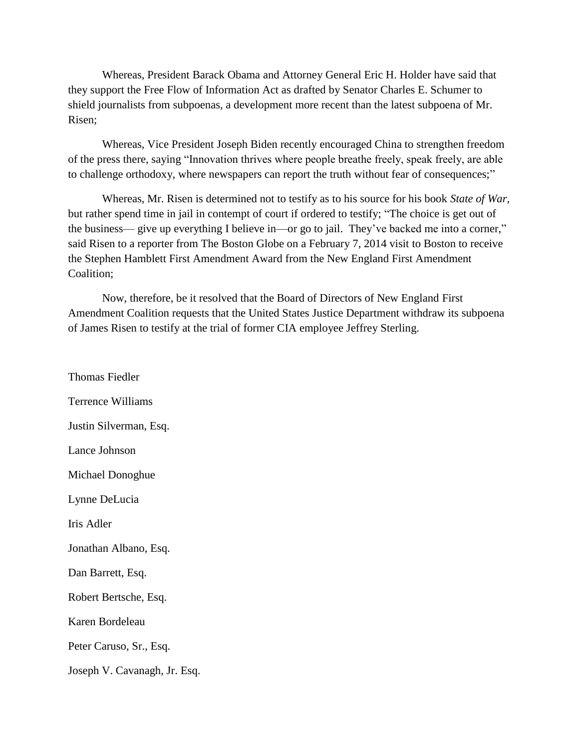Whereas, President Barack Obama and Attorney General Eric H. Holder have said that they support the Free Flow of Information Act as drafted by Senator Charles E. Schumer to shield journalists from subpoenas, a development more recent than the latest subpoena of Mr. Risen;

Whereas, Vice President Joseph Biden recently encouraged China to strengthen freedom of the press there, saying "Innovation thrives where people breathe freely, speak freely, are able to challenge orthodoxy, where newspapers can report the truth without fear of consequences;"

Whereas, Mr. Risen is determined not to testify as to his source for his book *State of War*, but rather spend time in jail in contempt of court if ordered to testify; "The choice is get out of the business— give up everything I believe in—or go to jail. They've backed me into a corner," said Risen to a reporter from The Boston Globe on a February 7, 2014 visit to Boston to receive the Stephen Hamblett First Amendment Award from the New England First Amendment Coalition;

Now, therefore, be it resolved that the Board of Directors of New England First Amendment Coalition requests that the United States Justice Department withdraw its subpoena of James Risen to testify at the trial of former CIA employee Jeffrey Sterling.

Thomas Fiedler

Terrence Williams

Justin Silverman, Esq.

Lance Johnson

Michael Donoghue

Lynne DeLucia

Iris Adler

Jonathan Albano, Esq.

Dan Barrett, Esq.

Robert Bertsche, Esq.

Karen Bordeleau

Peter Caruso, Sr., Esq.

Joseph V. Cavanagh, Jr. Esq.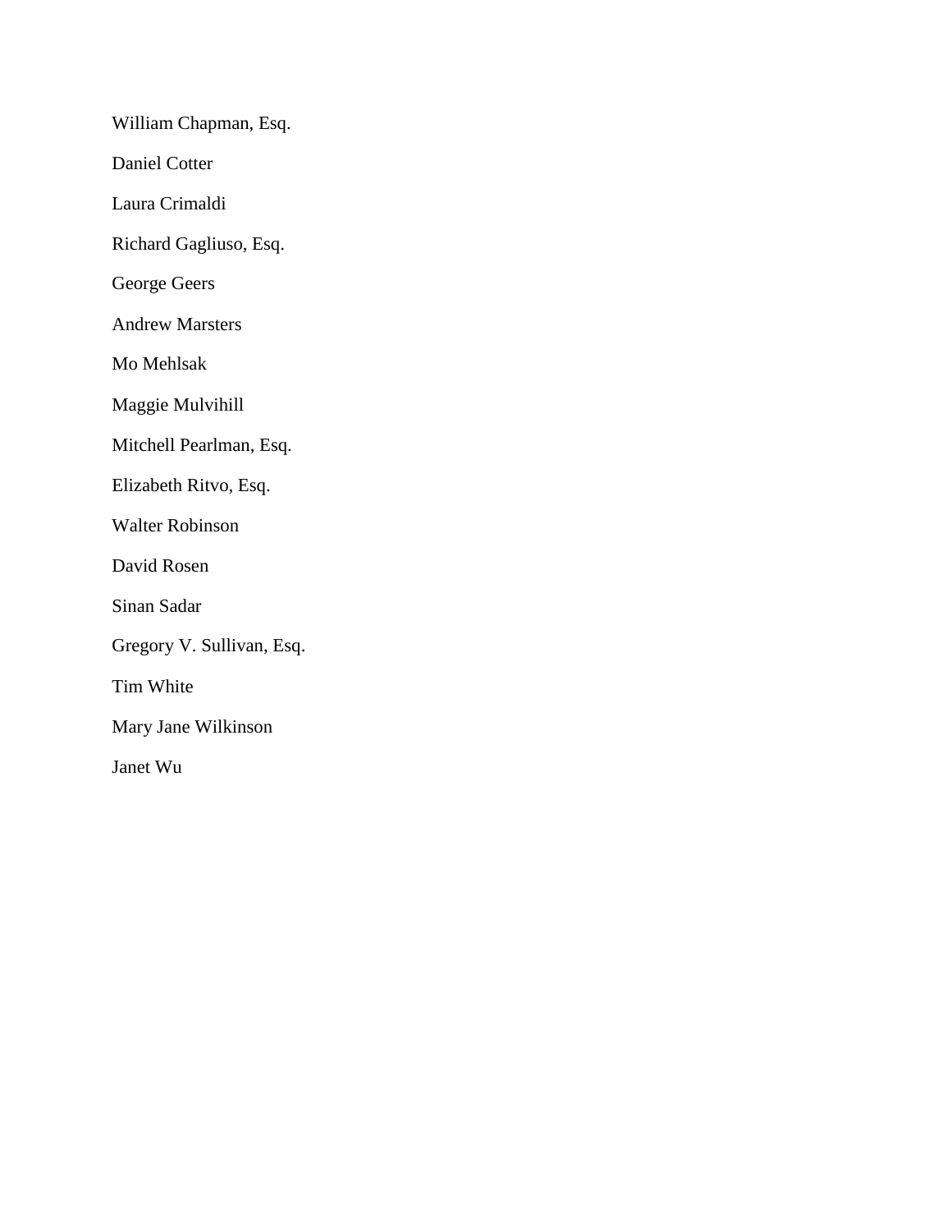William Chapman, Esq.

Daniel Cotter

Laura Crimaldi

Richard Gagliuso, Esq.

George Geers

Andrew Marsters

Mo Mehlsak

Maggie Mulvihill

Mitchell Pearlman, Esq.

Elizabeth Ritvo, Esq.

Walter Robinson

David Rosen

Sinan Sadar

Gregory V. Sullivan, Esq.

Tim White

Mary Jane Wilkinson

Janet Wu